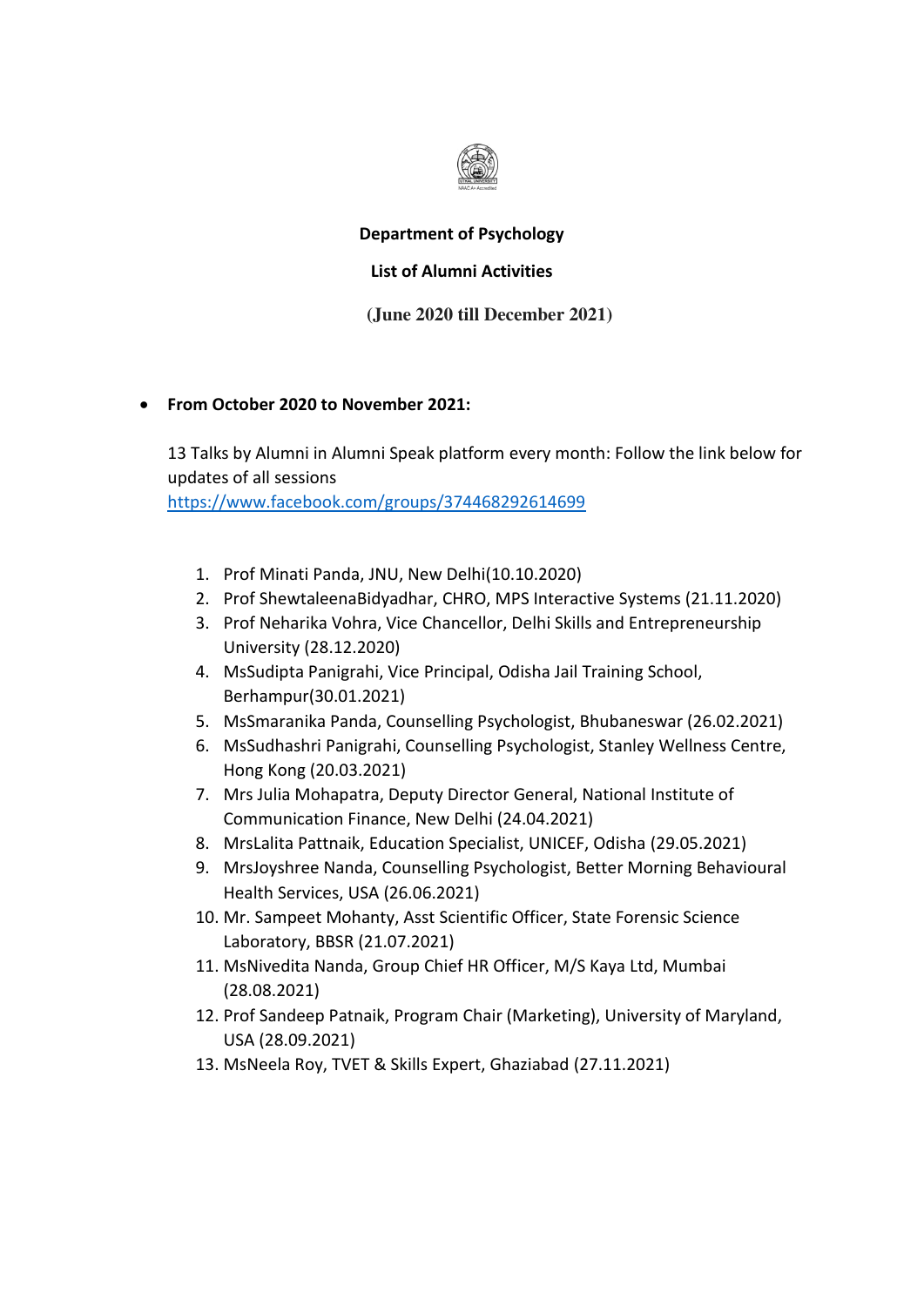**Department of Psychology**

**List of Alumni Activities**

**(June 2020 till December 2021)**

- **From October 2020 to November 2021:**

  13 Talks by Alumni in Alumni Speak platform every month: Follow the link below for updates of all sessions
  https://www.facebook.com/groups/374468292614699

  1. Prof Minati Panda, JNU, New Delhi(10.10.2020)
  2. Prof ShewtaleenaBidyadhar, CHRO, MPS Interactive Systems (21.11.2020)
  3. Prof Neharika Vohra, Vice Chancellor, Delhi Skills and Entrepreneurship University (28.12.2020)
  4. MsSudipta Panigrahi, Vice Principal, Odisha Jail Training School, Berhampur(30.01.2021)
  5. MsSmaranika Panda, Counselling Psychologist, Bhubaneswar (26.02.2021)
  6. MsSudhashri Panigrahi, Counselling Psychologist, Stanley Wellness Centre, Hong Kong (20.03.2021)
  7. Mrs Julia Mohapatra, Deputy Director General, National Institute of Communication Finance, New Delhi (24.04.2021)
  8. MrsLalita Pattnaik, Education Specialist, UNICEF, Odisha (29.05.2021)
  9. MrsJoyshree Nanda, Counselling Psychologist, Better Morning Behavioural Health Services, USA (26.06.2021)
  10. Mr. Sampeet Mohanty, Asst Scientific Officer, State Forensic Science Laboratory, BBSR (21.07.2021)
  11. MsNivedita Nanda, Group Chief HR Officer, M/S Kaya Ltd, Mumbai (28.08.2021)
  12. Prof Sandeep Patnaik, Program Chair (Marketing), University of Maryland, USA (28.09.2021)
  13. MsNeela Roy, TVET & Skills Expert, Ghaziabad (27.11.2021)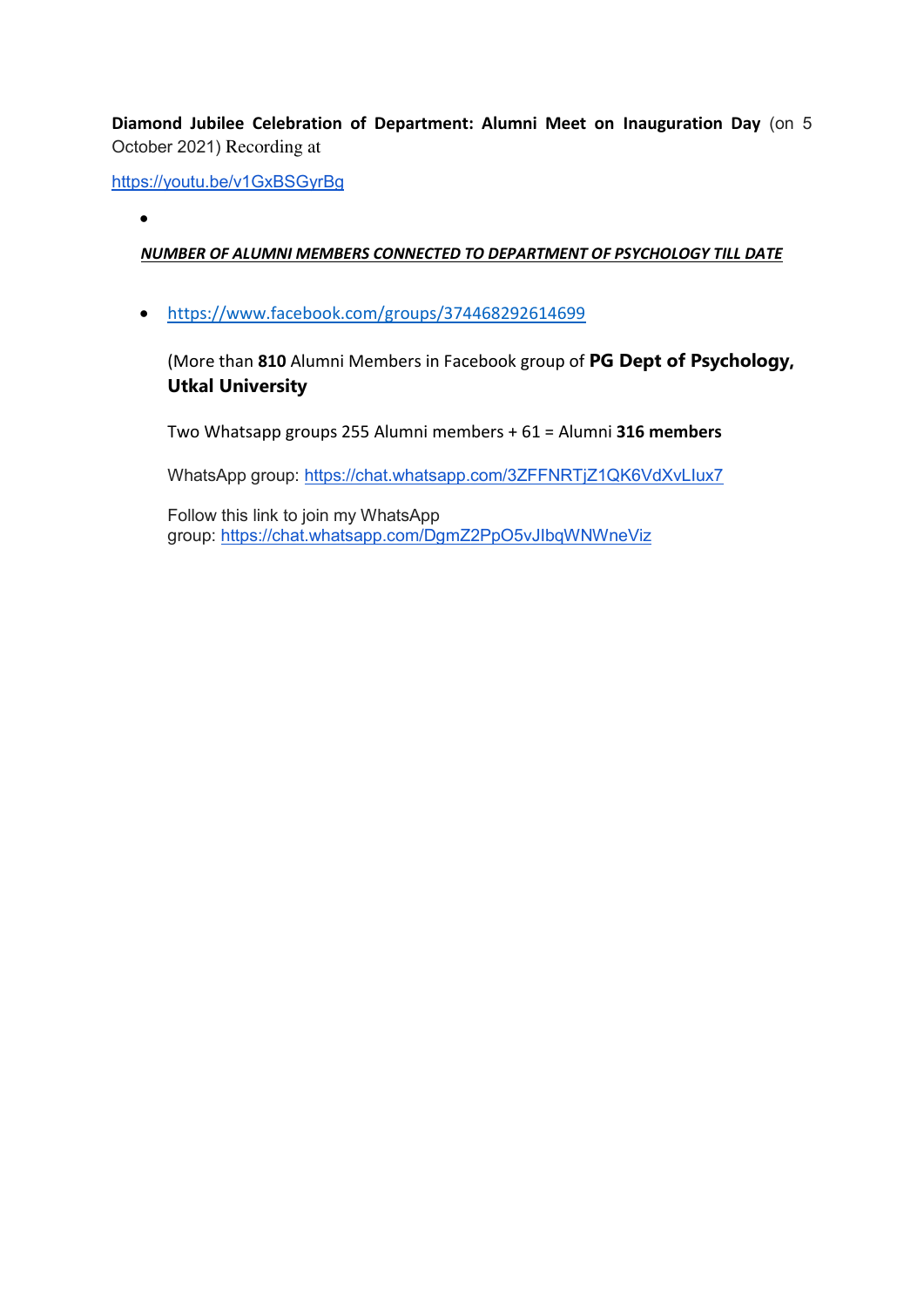**Diamond Jubilee Celebration of Department: Alumni Meet on Inauguration Day** (on 5 October 2021) Recording at

https://youtu.be/v1GxBSGyrBg

- 

***NUMBER OF ALUMNI MEMBERS CONNECTED TO DEPARTMENT OF PSYCHOLOGY TILL DATE***

- https://www.facebook.com/groups/374468292614699

  (More than **810** Alumni Members in Facebook group of **PG Dept of Psychology, Utkal University**

  Two Whatsapp groups 255 Alumni members + 61 = Alumni **316 members**

  WhatsApp group: https://chat.whatsapp.com/3ZFFNRTjZ1QK6VdXvLIux7

  Follow this link to join my WhatsApp group: https://chat.whatsapp.com/DgmZ2PpO5vJIbqWNWneViz